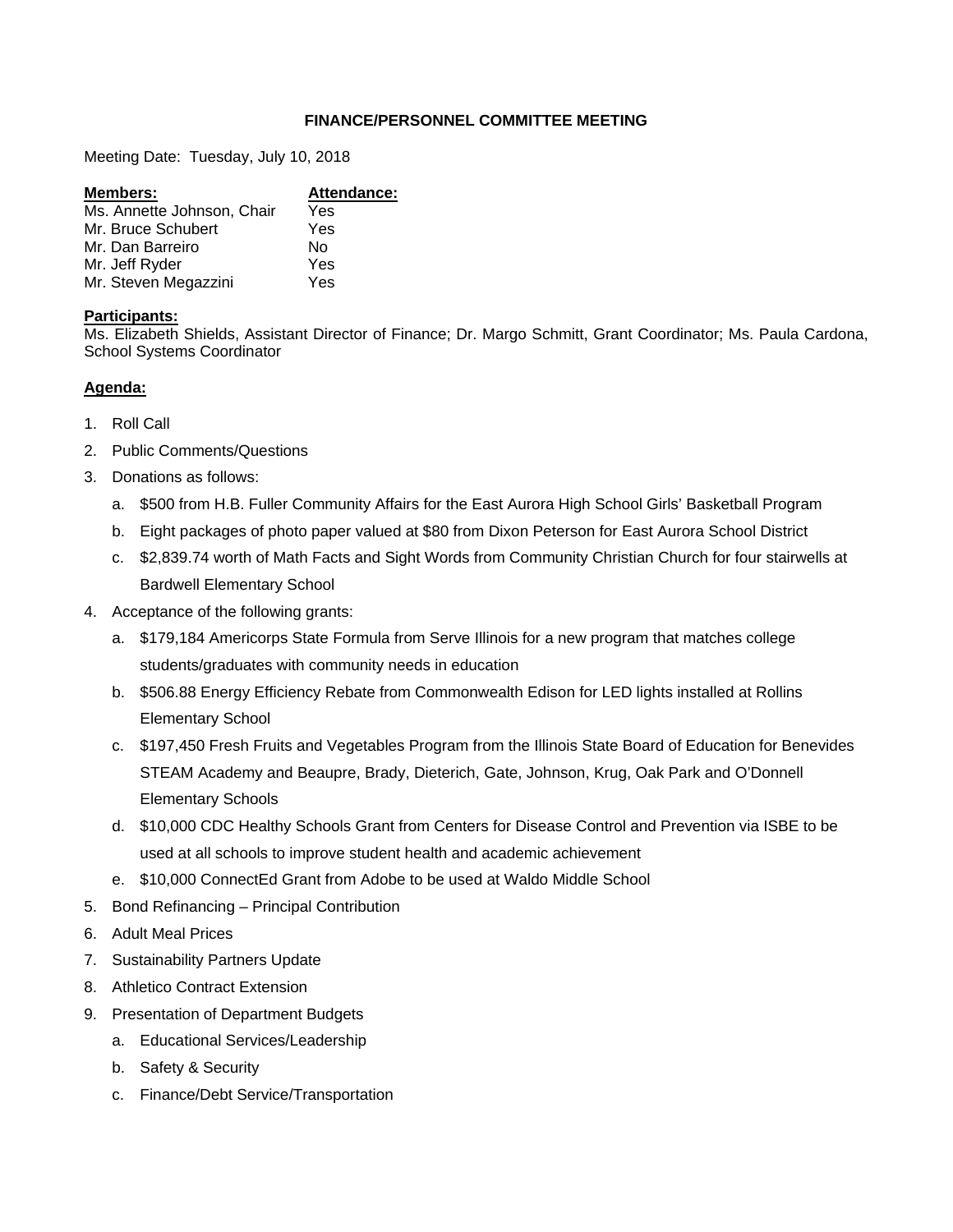# FINANCE/PERSONNEL COMMITTEE MEETING

Meeting Date: Tuesday, July 10, 2018

| **Members:** | **Attendance:** |
| --- | --- |
| Ms. Annette Johnson, Chair | Yes |
| Mr. Bruce Schubert | Yes |
| Mr. Dan Barreiro | No |
| Mr. Jeff Ryder | Yes |
| Mr. Steven Megazzini | Yes |

**Participants:**

Ms. Elizabeth Shields, Assistant Director of Finance; Dr. Margo Schmitt, Grant Coordinator; Ms. Paula Cardona, School Systems Coordinator

**Agenda:**

1. Roll Call
2. Public Comments/Questions
3. Donations as follows:
   a. $500 from H.B. Fuller Community Affairs for the East Aurora High School Girls' Basketball Program
   b. Eight packages of photo paper valued at $80 from Dixon Peterson for East Aurora School District
   c. $2,839.74 worth of Math Facts and Sight Words from Community Christian Church for four stairwells at Bardwell Elementary School
4. Acceptance of the following grants:
   a. $179,184 Americorps State Formula from Serve Illinois for a new program that matches college students/graduates with community needs in education
   b. $506.88 Energy Efficiency Rebate from Commonwealth Edison for LED lights installed at Rollins Elementary School
   c. $197,450 Fresh Fruits and Vegetables Program from the Illinois State Board of Education for Benevides STEAM Academy and Beaupre, Brady, Dieterich, Gate, Johnson, Krug, Oak Park and O'Donnell Elementary Schools
   d. $10,000 CDC Healthy Schools Grant from Centers for Disease Control and Prevention via ISBE to be used at all schools to improve student health and academic achievement
   e. $10,000 ConnectEd Grant from Adobe to be used at Waldo Middle School
5. Bond Refinancing – Principal Contribution
6. Adult Meal Prices
7. Sustainability Partners Update
8. Athletico Contract Extension
9. Presentation of Department Budgets
   a. Educational Services/Leadership
   b. Safety & Security
   c. Finance/Debt Service/Transportation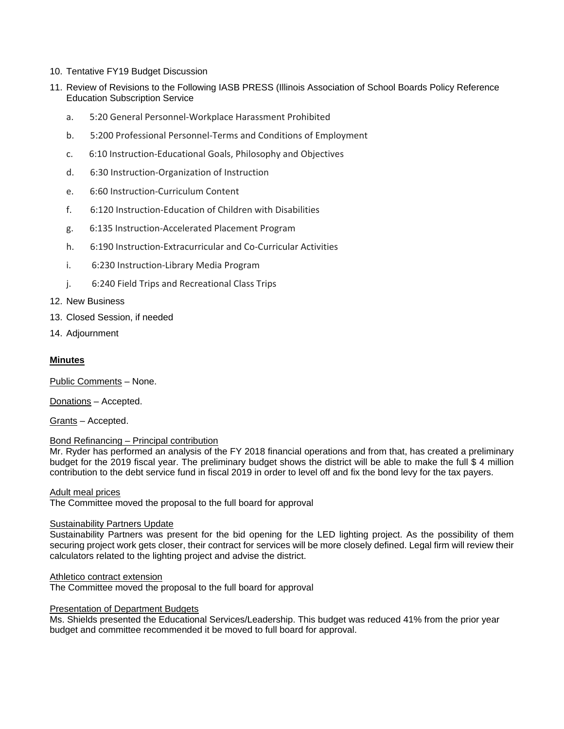10. Tentative FY19 Budget Discussion
11. Review of Revisions to the Following IASB PRESS (Illinois Association of School Boards Policy Reference Education Subscription Service
    a. 5:20 General Personnel-Workplace Harassment Prohibited
    b. 5:200 Professional Personnel-Terms and Conditions of Employment
    c. 6:10 Instruction-Educational Goals, Philosophy and Objectives
    d. 6:30 Instruction-Organization of Instruction
    e. 6:60 Instruction-Curriculum Content
    f. 6:120 Instruction-Education of Children with Disabilities
    g. 6:135 Instruction-Accelerated Placement Program
    h. 6:190 Instruction-Extracurricular and Co-Curricular Activities
    i. 6:230 Instruction-Library Media Program
    j. 6:240 Field Trips and Recreational Class Trips
12. New Business
13. Closed Session, if needed
14. Adjournment

**Minutes**

Public Comments – None.

Donations – Accepted.

Grants – Accepted.

Bond Refinancing – Principal contribution
Mr. Ryder has performed an analysis of the FY 2018 financial operations and from that, has created a preliminary budget for the 2019 fiscal year. The preliminary budget shows the district will be able to make the full $ 4 million contribution to the debt service fund in fiscal 2019 in order to level off and fix the bond levy for the tax payers.

Adult meal prices
The Committee moved the proposal to the full board for approval

Sustainability Partners Update
Sustainability Partners was present for the bid opening for the LED lighting project. As the possibility of them securing project work gets closer, their contract for services will be more closely defined. Legal firm will review their calculators related to the lighting project and advise the district.

Athletico contract extension
The Committee moved the proposal to the full board for approval

Presentation of Department Budgets
Ms. Shields presented the Educational Services/Leadership. This budget was reduced 41% from the prior year budget and committee recommended it be moved to full board for approval.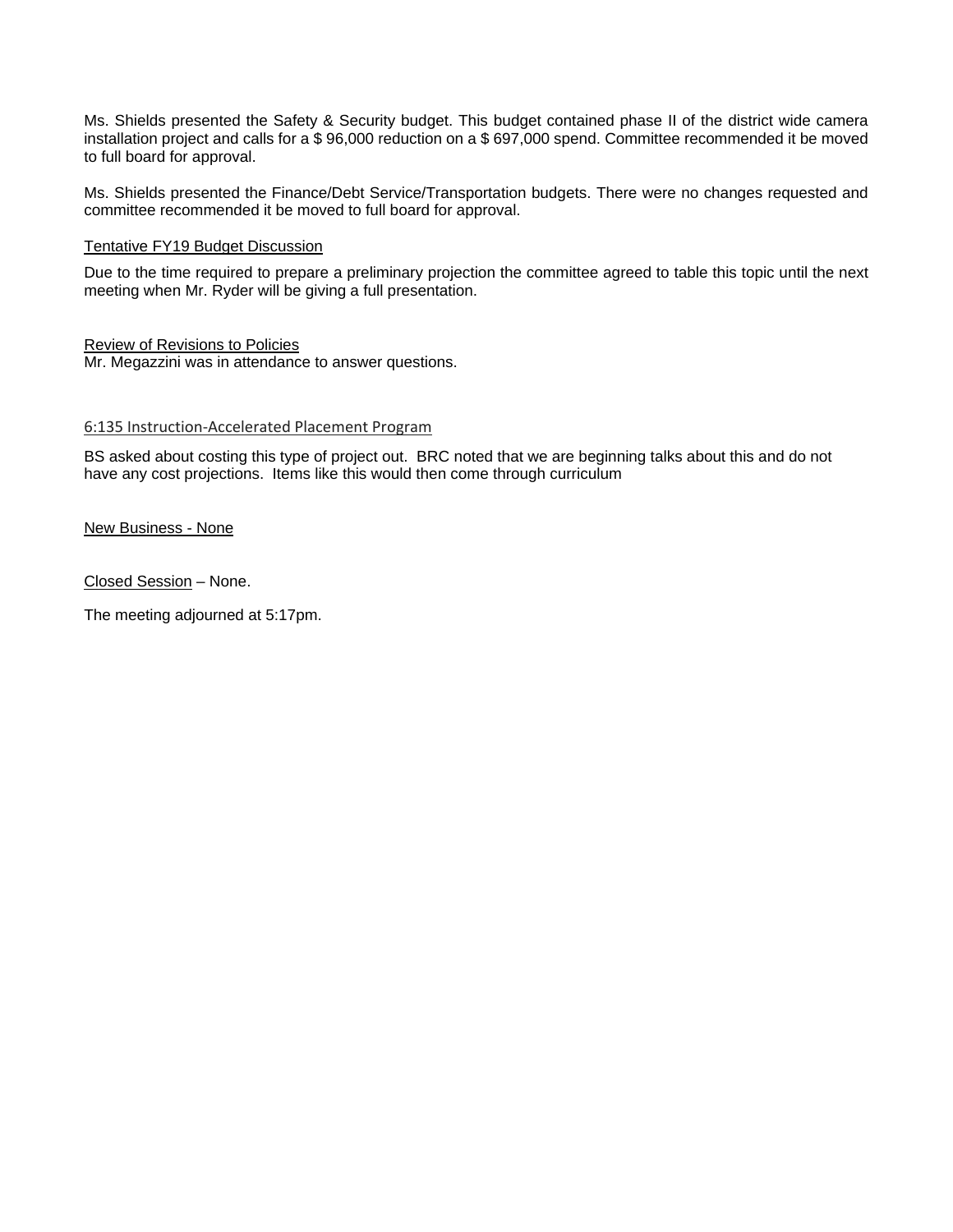Ms. Shields presented the Safety & Security budget. This budget contained phase II of the district wide camera installation project and calls for a $ 96,000 reduction on a $ 697,000 spend. Committee recommended it be moved to full board for approval.

Ms. Shields presented the Finance/Debt Service/Transportation budgets. There were no changes requested and committee recommended it be moved to full board for approval.

Tentative FY19 Budget Discussion

Due to the time required to prepare a preliminary projection the committee agreed to table this topic until the next meeting when Mr. Ryder will be giving a full presentation.

Review of Revisions to Policies

Mr. Megazzini was in attendance to answer questions.

6:135 Instruction-Accelerated Placement Program

BS asked about costing this type of project out. BRC noted that we are beginning talks about this and do not have any cost projections. Items like this would then come through curriculum

New Business - None

Closed Session – None.

The meeting adjourned at 5:17pm.